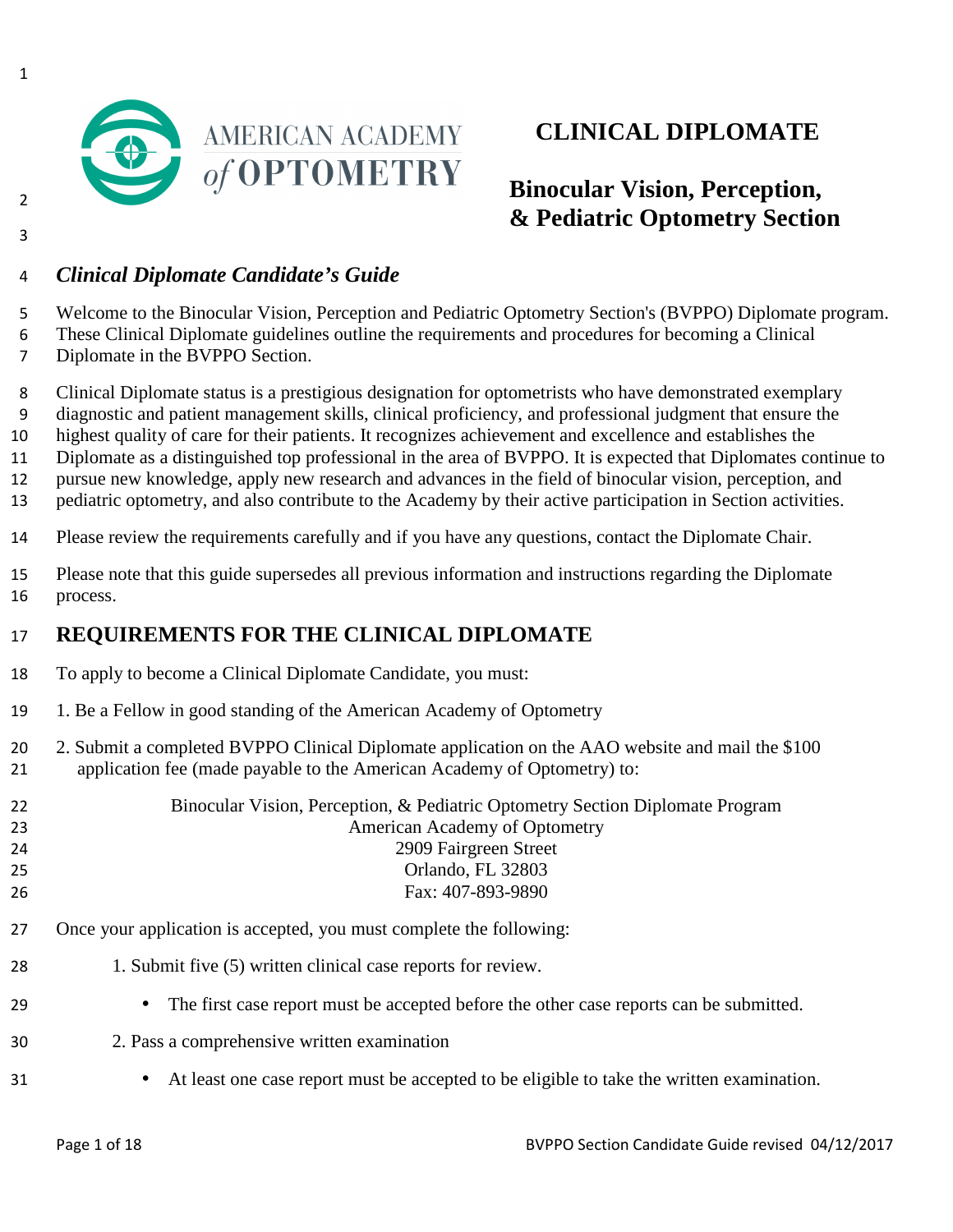AMERICAN ACADEMY *of* OPTOMETRY

# CLINICAL DIPLOMATE

## Binocular Vision, Perception, & Pediatric Optometry Section

### *Clinical Diplomate Candidate's Guide*

Welcome to the Binocular Vision, Perception and Pediatric Optometry Section's (BVPPO) Diplomate program. These Clinical Diplomate guidelines outline the requirements and procedures for becoming a Clinical Diplomate in the BVPPO Section.

Clinical Diplomate status is a prestigious designation for optometrists who have demonstrated exemplary diagnostic and patient management skills, clinical proficiency, and professional judgment that ensure the highest quality of care for their patients. It recognizes achievement and excellence and establishes the Diplomate as a distinguished top professional in the area of BVPPO. It is expected that Diplomates continue to pursue new knowledge, apply new research and advances in the field of binocular vision, perception, and pediatric optometry, and also contribute to the Academy by their active participation in Section activities.

Please review the requirements carefully and if you have any questions, contact the Diplomate Chair.

Please note that this guide supersedes all previous information and instructions regarding the Diplomate process.

## REQUIREMENTS FOR THE CLINICAL DIPLOMATE

To apply to become a Clinical Diplomate Candidate, you must:

1. Be a Fellow in good standing of the American Academy of Optometry
2. Submit a completed BVPPO Clinical Diplomate application on the AAO website and mail the $100 application fee (made payable to the American Academy of Optometry) to:

Binocular Vision, Perception, & Pediatric Optometry Section Diplomate Program
American Academy of Optometry
2909 Fairgreen Street
Orlando, FL 32803
Fax: 407-893-9890

Once your application is accepted, you must complete the following:

1. Submit five (5) written clinical case reports for review.
   - The first case report must be accepted before the other case reports can be submitted.
2. Pass a comprehensive written examination
   - At least one case report must be accepted to be eligible to take the written examination.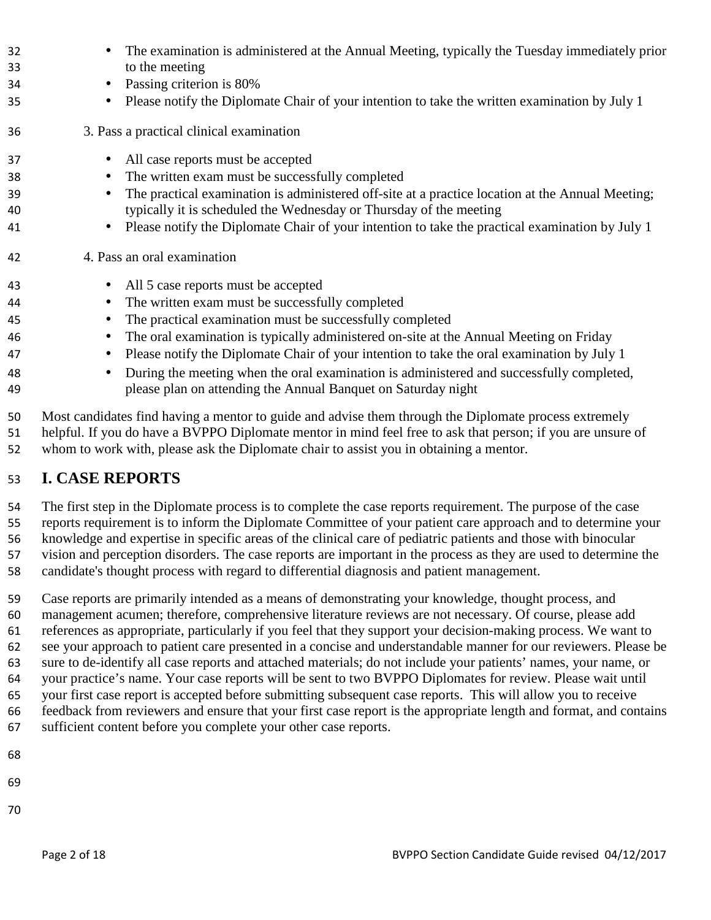- The examination is administered at the Annual Meeting, typically the Tuesday immediately prior to the meeting
- Passing criterion is 80%
- Please notify the Diplomate Chair of your intention to take the written examination by July 1

3. Pass a practical clinical examination

- All case reports must be accepted
- The written exam must be successfully completed
- The practical examination is administered off-site at a practice location at the Annual Meeting; typically it is scheduled the Wednesday or Thursday of the meeting
- Please notify the Diplomate Chair of your intention to take the practical examination by July 1

4. Pass an oral examination

- All 5 case reports must be accepted
- The written exam must be successfully completed
- The practical examination must be successfully completed
- The oral examination is typically administered on-site at the Annual Meeting on Friday
- Please notify the Diplomate Chair of your intention to take the oral examination by July 1
- During the meeting when the oral examination is administered and successfully completed, please plan on attending the Annual Banquet on Saturday night

Most candidates find having a mentor to guide and advise them through the Diplomate process extremely helpful. If you do have a BVPPO Diplomate mentor in mind feel free to ask that person; if you are unsure of whom to work with, please ask the Diplomate chair to assist you in obtaining a mentor.

## I. CASE REPORTS

The first step in the Diplomate process is to complete the case reports requirement. The purpose of the case reports requirement is to inform the Diplomate Committee of your patient care approach and to determine your knowledge and expertise in specific areas of the clinical care of pediatric patients and those with binocular vision and perception disorders. The case reports are important in the process as they are used to determine the candidate's thought process with regard to differential diagnosis and patient management.

Case reports are primarily intended as a means of demonstrating your knowledge, thought process, and management acumen; therefore, comprehensive literature reviews are not necessary. Of course, please add references as appropriate, particularly if you feel that they support your decision-making process. We want to see your approach to patient care presented in a concise and understandable manner for our reviewers. Please be sure to de-identify all case reports and attached materials; do not include your patients' names, your name, or your practice's name. Your case reports will be sent to two BVPPO Diplomates for review. Please wait until your first case report is accepted before submitting subsequent case reports. This will allow you to receive feedback from reviewers and ensure that your first case report is the appropriate length and format, and contains sufficient content before you complete your other case reports.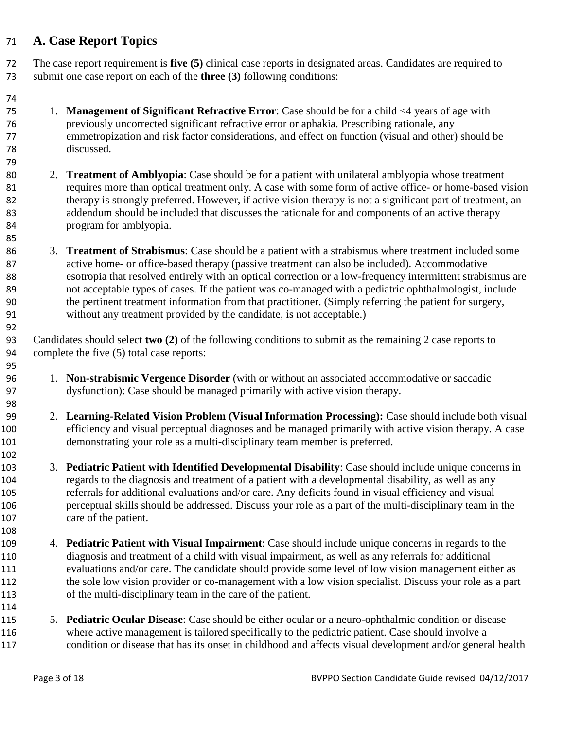## A. Case Report Topics

The case report requirement is **five (5)** clinical case reports in designated areas. Candidates are required to submit one case report on each of the **three (3)** following conditions:

1. **Management of Significant Refractive Error**: Case should be for a child <4 years of age with previously uncorrected significant refractive error or aphakia. Prescribing rationale, any emmetropization and risk factor considerations, and effect on function (visual and other) should be discussed.

2. **Treatment of Amblyopia**: Case should be for a patient with unilateral amblyopia whose treatment requires more than optical treatment only. A case with some form of active office- or home-based vision therapy is strongly preferred. However, if active vision therapy is not a significant part of treatment, an addendum should be included that discusses the rationale for and components of an active therapy program for amblyopia.

3. **Treatment of Strabismus**: Case should be a patient with a strabismus where treatment included some active home- or office-based therapy (passive treatment can also be included). Accommodative esotropia that resolved entirely with an optical correction or a low-frequency intermittent strabismus are not acceptable types of cases. If the patient was co-managed with a pediatric ophthalmologist, include the pertinent treatment information from that practitioner. (Simply referring the patient for surgery, without any treatment provided by the candidate, is not acceptable.)

Candidates should select **two (2)** of the following conditions to submit as the remaining 2 case reports to complete the five (5) total case reports:

1. **Non-strabismic Vergence Disorder** (with or without an associated accommodative or saccadic dysfunction): Case should be managed primarily with active vision therapy.

2. **Learning-Related Vision Problem (Visual Information Processing):** Case should include both visual efficiency and visual perceptual diagnoses and be managed primarily with active vision therapy. A case demonstrating your role as a multi-disciplinary team member is preferred.

3. **Pediatric Patient with Identified Developmental Disability**: Case should include unique concerns in regards to the diagnosis and treatment of a patient with a developmental disability, as well as any referrals for additional evaluations and/or care. Any deficits found in visual efficiency and visual perceptual skills should be addressed. Discuss your role as a part of the multi-disciplinary team in the care of the patient.

4. **Pediatric Patient with Visual Impairment**: Case should include unique concerns in regards to the diagnosis and treatment of a child with visual impairment, as well as any referrals for additional evaluations and/or care. The candidate should provide some level of low vision management either as the sole low vision provider or co-management with a low vision specialist. Discuss your role as a part of the multi-disciplinary team in the care of the patient.

5. **Pediatric Ocular Disease**: Case should be either ocular or a neuro-ophthalmic condition or disease where active management is tailored specifically to the pediatric patient. Case should involve a condition or disease that has its onset in childhood and affects visual development and/or general health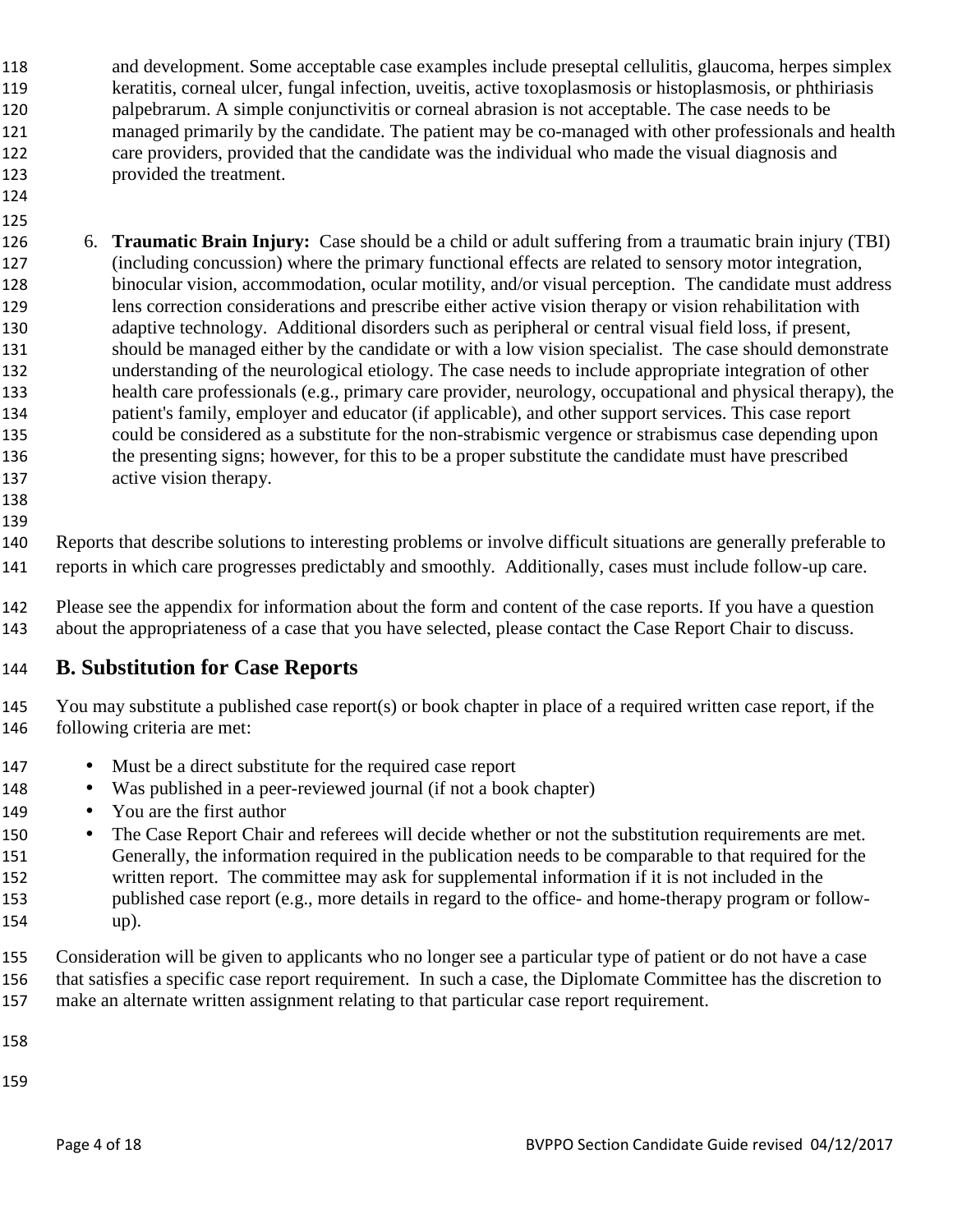and development. Some acceptable case examples include preseptal cellulitis, glaucoma, herpes simplex keratitis, corneal ulcer, fungal infection, uveitis, active toxoplasmosis or histoplasmosis, or phthiriasis palpebrarum. A simple conjunctivitis or corneal abrasion is not acceptable. The case needs to be managed primarily by the candidate. The patient may be co-managed with other professionals and health care providers, provided that the candidate was the individual who made the visual diagnosis and provided the treatment.

6. **Traumatic Brain Injury:** Case should be a child or adult suffering from a traumatic brain injury (TBI) (including concussion) where the primary functional effects are related to sensory motor integration, binocular vision, accommodation, ocular motility, and/or visual perception. The candidate must address lens correction considerations and prescribe either active vision therapy or vision rehabilitation with adaptive technology. Additional disorders such as peripheral or central visual field loss, if present, should be managed either by the candidate or with a low vision specialist. The case should demonstrate understanding of the neurological etiology. The case needs to include appropriate integration of other health care professionals (e.g., primary care provider, neurology, occupational and physical therapy), the patient's family, employer and educator (if applicable), and other support services. This case report could be considered as a substitute for the non-strabismic vergence or strabismus case depending upon the presenting signs; however, for this to be a proper substitute the candidate must have prescribed active vision therapy.

Reports that describe solutions to interesting problems or involve difficult situations are generally preferable to reports in which care progresses predictably and smoothly. Additionally, cases must include follow-up care.

Please see the appendix for information about the form and content of the case reports. If you have a question about the appropriateness of a case that you have selected, please contact the Case Report Chair to discuss.

## B. Substitution for Case Reports

You may substitute a published case report(s) or book chapter in place of a required written case report, if the following criteria are met:

- Must be a direct substitute for the required case report
- Was published in a peer-reviewed journal (if not a book chapter)
- You are the first author
- The Case Report Chair and referees will decide whether or not the substitution requirements are met. Generally, the information required in the publication needs to be comparable to that required for the written report. The committee may ask for supplemental information if it is not included in the published case report (e.g., more details in regard to the office- and home-therapy program or follow-up).

Consideration will be given to applicants who no longer see a particular type of patient or do not have a case that satisfies a specific case report requirement. In such a case, the Diplomate Committee has the discretion to make an alternate written assignment relating to that particular case report requirement.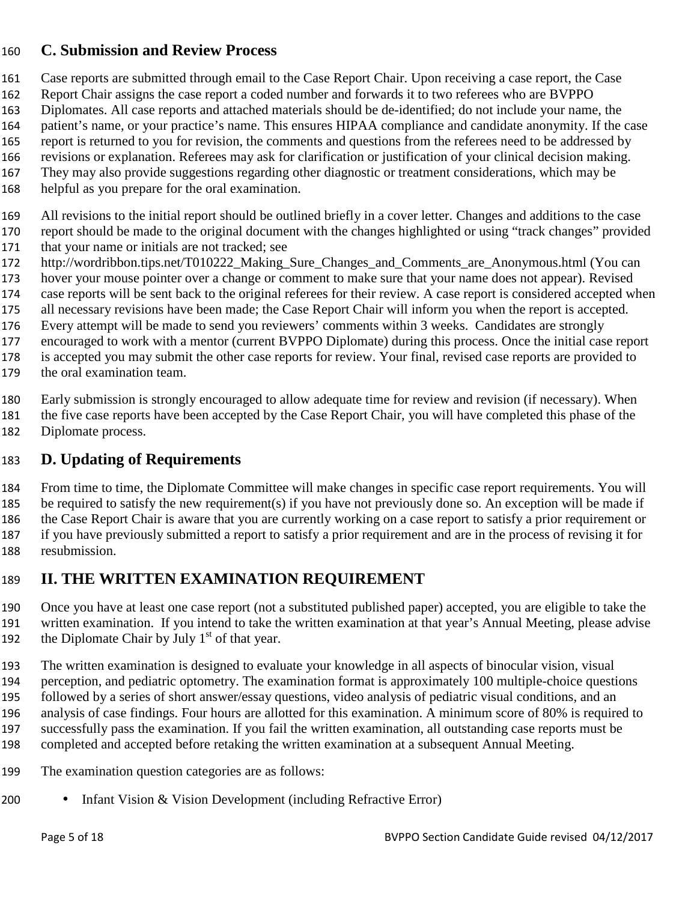## C. Submission and Review Process

Case reports are submitted through email to the Case Report Chair. Upon receiving a case report, the Case Report Chair assigns the case report a coded number and forwards it to two referees who are BVPPO Diplomates. All case reports and attached materials should be de-identified; do not include your name, the patient's name, or your practice's name. This ensures HIPAA compliance and candidate anonymity. If the case report is returned to you for revision, the comments and questions from the referees need to be addressed by revisions or explanation. Referees may ask for clarification or justification of your clinical decision making. They may also provide suggestions regarding other diagnostic or treatment considerations, which may be helpful as you prepare for the oral examination.

All revisions to the initial report should be outlined briefly in a cover letter. Changes and additions to the case report should be made to the original document with the changes highlighted or using "track changes" provided that your name or initials are not tracked; see http://wordribbon.tips.net/T010222_Making_Sure_Changes_and_Comments_are_Anonymous.html (You can hover your mouse pointer over a change or comment to make sure that your name does not appear). Revised case reports will be sent back to the original referees for their review. A case report is considered accepted when all necessary revisions have been made; the Case Report Chair will inform you when the report is accepted. Every attempt will be made to send you reviewers' comments within 3 weeks. Candidates are strongly encouraged to work with a mentor (current BVPPO Diplomate) during this process. Once the initial case report is accepted you may submit the other case reports for review. Your final, revised case reports are provided to the oral examination team.

Early submission is strongly encouraged to allow adequate time for review and revision (if necessary). When the five case reports have been accepted by the Case Report Chair, you will have completed this phase of the Diplomate process.

## D. Updating of Requirements

From time to time, the Diplomate Committee will make changes in specific case report requirements. You will be required to satisfy the new requirement(s) if you have not previously done so. An exception will be made if the Case Report Chair is aware that you are currently working on a case report to satisfy a prior requirement or if you have previously submitted a report to satisfy a prior requirement and are in the process of revising it for resubmission.

# II. THE WRITTEN EXAMINATION REQUIREMENT

Once you have at least one case report (not a substituted published paper) accepted, you are eligible to take the written examination. If you intend to take the written examination at that year's Annual Meeting, please advise the Diplomate Chair by July 1st of that year.

The written examination is designed to evaluate your knowledge in all aspects of binocular vision, visual perception, and pediatric optometry. The examination format is approximately 100 multiple-choice questions followed by a series of short answer/essay questions, video analysis of pediatric visual conditions, and an analysis of case findings. Four hours are allotted for this examination. A minimum score of 80% is required to successfully pass the examination. If you fail the written examination, all outstanding case reports must be completed and accepted before retaking the written examination at a subsequent Annual Meeting.

The examination question categories are as follows:

- Infant Vision & Vision Development (including Refractive Error)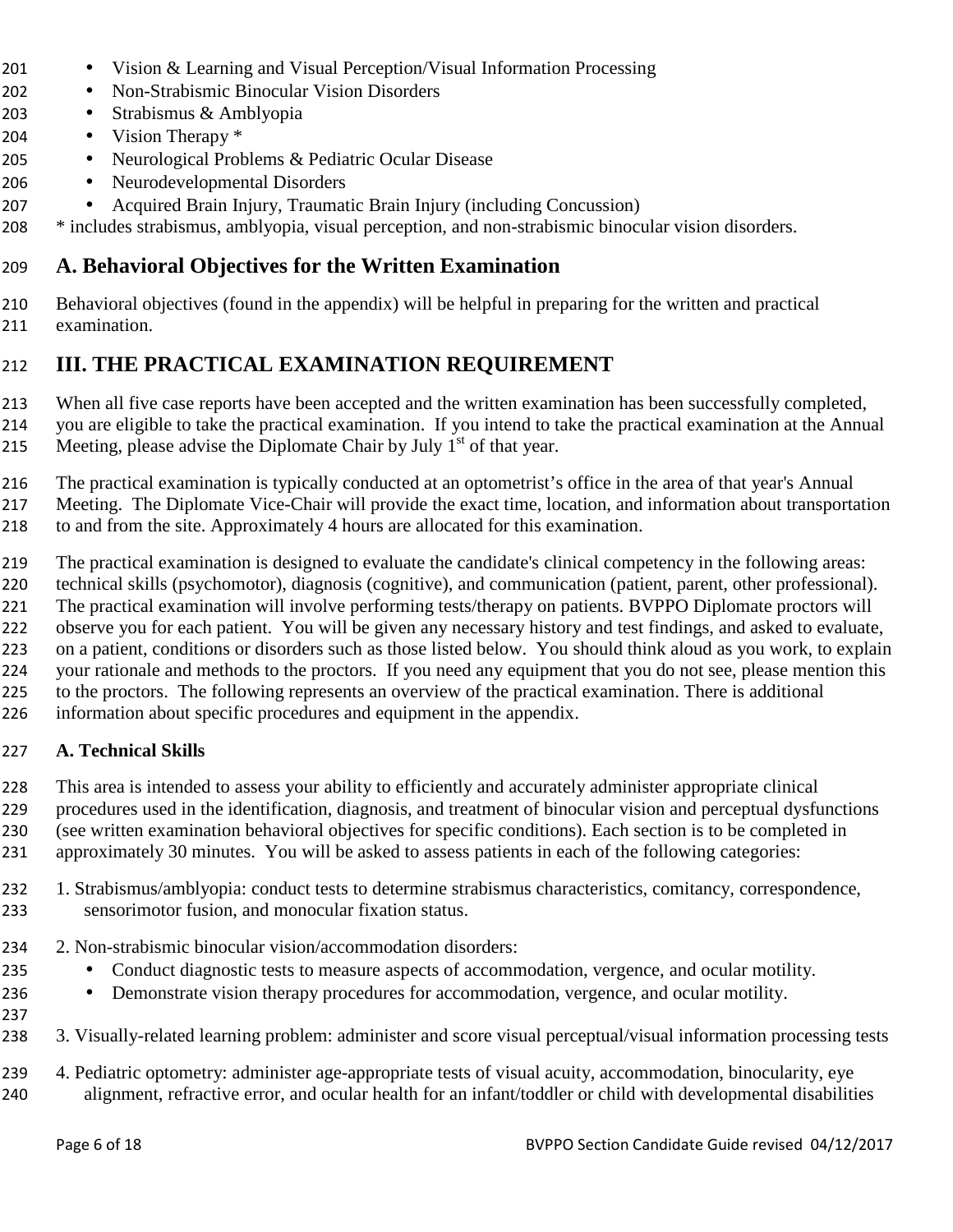- Vision & Learning and Visual Perception/Visual Information Processing
- Non-Strabismic Binocular Vision Disorders
- Strabismus & Amblyopia
- Vision Therapy *
- Neurological Problems & Pediatric Ocular Disease
- Neurodevelopmental Disorders
- Acquired Brain Injury, Traumatic Brain Injury (including Concussion)

* includes strabismus, amblyopia, visual perception, and non-strabismic binocular vision disorders.

## A. Behavioral Objectives for the Written Examination

Behavioral objectives (found in the appendix) will be helpful in preparing for the written and practical examination.

# III. THE PRACTICAL EXAMINATION REQUIREMENT

When all five case reports have been accepted and the written examination has been successfully completed, you are eligible to take the practical examination. If you intend to take the practical examination at the Annual Meeting, please advise the Diplomate Chair by July 1st of that year.

The practical examination is typically conducted at an optometrist's office in the area of that year's Annual Meeting. The Diplomate Vice-Chair will provide the exact time, location, and information about transportation to and from the site. Approximately 4 hours are allocated for this examination.

The practical examination is designed to evaluate the candidate's clinical competency in the following areas: technical skills (psychomotor), diagnosis (cognitive), and communication (patient, parent, other professional). The practical examination will involve performing tests/therapy on patients. BVPPO Diplomate proctors will observe you for each patient. You will be given any necessary history and test findings, and asked to evaluate, on a patient, conditions or disorders such as those listed below. You should think aloud as you work, to explain your rationale and methods to the proctors. If you need any equipment that you do not see, please mention this to the proctors. The following represents an overview of the practical examination. There is additional information about specific procedures and equipment in the appendix.

**A. Technical Skills**

This area is intended to assess your ability to efficiently and accurately administer appropriate clinical procedures used in the identification, diagnosis, and treatment of binocular vision and perceptual dysfunctions (see written examination behavioral objectives for specific conditions). Each section is to be completed in approximately 30 minutes. You will be asked to assess patients in each of the following categories:

1. Strabismus/amblyopia: conduct tests to determine strabismus characteristics, comitancy, correspondence, sensorimotor fusion, and monocular fixation status.

2. Non-strabismic binocular vision/accommodation disorders:
   - Conduct diagnostic tests to measure aspects of accommodation, vergence, and ocular motility.
   - Demonstrate vision therapy procedures for accommodation, vergence, and ocular motility.

3. Visually-related learning problem: administer and score visual perceptual/visual information processing tests

4. Pediatric optometry: administer age-appropriate tests of visual acuity, accommodation, binocularity, eye alignment, refractive error, and ocular health for an infant/toddler or child with developmental disabilities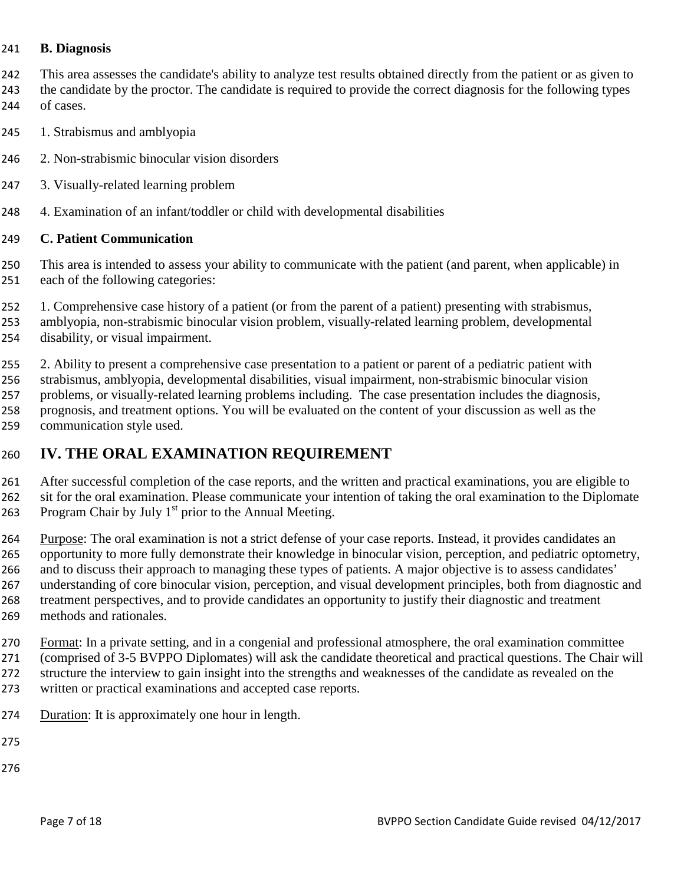**B. Diagnosis**

This area assesses the candidate's ability to analyze test results obtained directly from the patient or as given to the candidate by the proctor. The candidate is required to provide the correct diagnosis for the following types of cases.

1. Strabismus and amblyopia

2. Non-strabismic binocular vision disorders

3. Visually-related learning problem

4. Examination of an infant/toddler or child with developmental disabilities

**C. Patient Communication**

This area is intended to assess your ability to communicate with the patient (and parent, when applicable) in each of the following categories:

1. Comprehensive case history of a patient (or from the parent of a patient) presenting with strabismus, amblyopia, non-strabismic binocular vision problem, visually-related learning problem, developmental disability, or visual impairment.

2. Ability to present a comprehensive case presentation to a patient or parent of a pediatric patient with strabismus, amblyopia, developmental disabilities, visual impairment, non-strabismic binocular vision problems, or visually-related learning problems including. The case presentation includes the diagnosis, prognosis, and treatment options. You will be evaluated on the content of your discussion as well as the communication style used.

## IV. THE ORAL EXAMINATION REQUIREMENT

After successful completion of the case reports, and the written and practical examinations, you are eligible to sit for the oral examination. Please communicate your intention of taking the oral examination to the Diplomate Program Chair by July 1st prior to the Annual Meeting.

Purpose: The oral examination is not a strict defense of your case reports. Instead, it provides candidates an opportunity to more fully demonstrate their knowledge in binocular vision, perception, and pediatric optometry, and to discuss their approach to managing these types of patients. A major objective is to assess candidates' understanding of core binocular vision, perception, and visual development principles, both from diagnostic and treatment perspectives, and to provide candidates an opportunity to justify their diagnostic and treatment methods and rationales.

Format: In a private setting, and in a congenial and professional atmosphere, the oral examination committee (comprised of 3-5 BVPPO Diplomates) will ask the candidate theoretical and practical questions. The Chair will structure the interview to gain insight into the strengths and weaknesses of the candidate as revealed on the written or practical examinations and accepted case reports.

Duration: It is approximately one hour in length.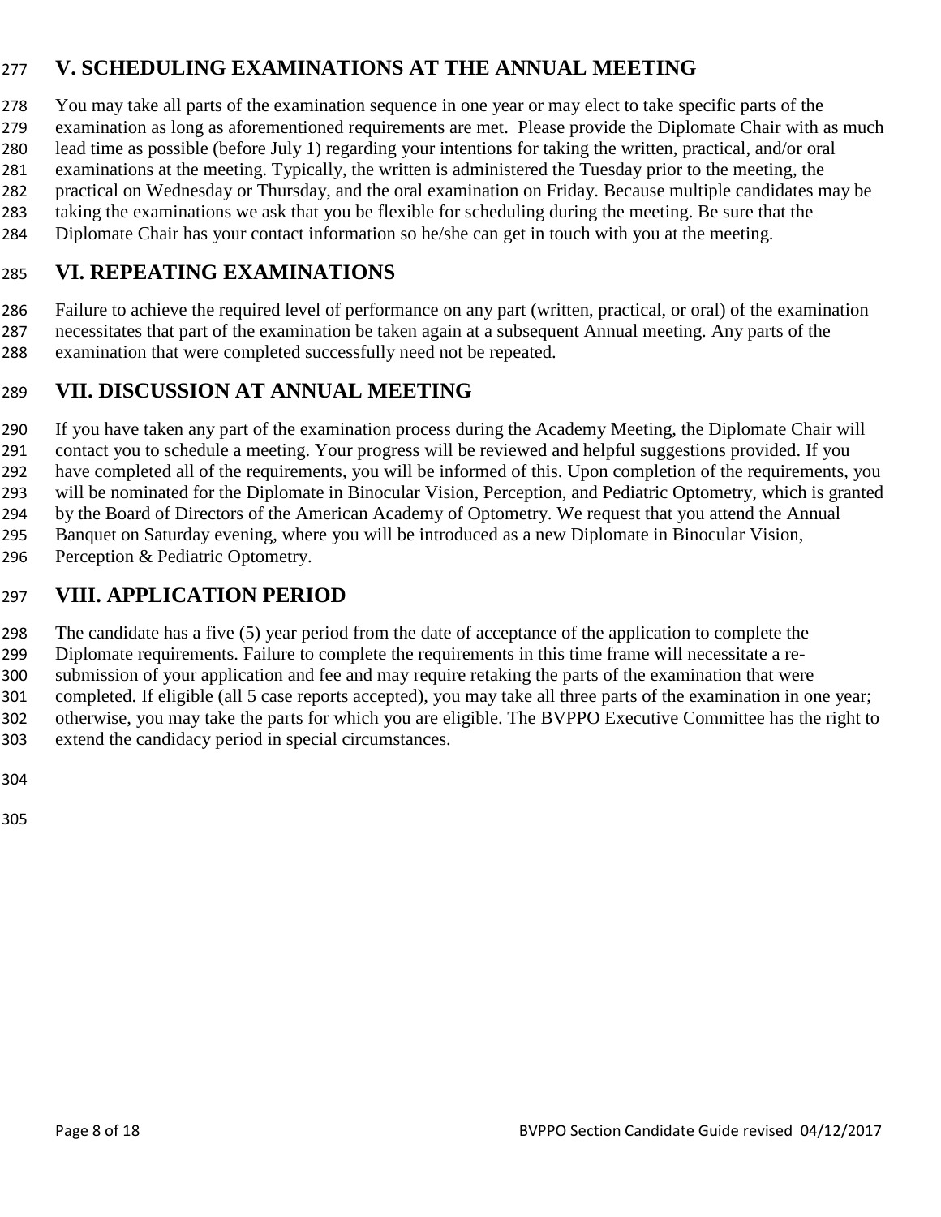## V. SCHEDULING EXAMINATIONS AT THE ANNUAL MEETING

You may take all parts of the examination sequence in one year or may elect to take specific parts of the examination as long as aforementioned requirements are met. Please provide the Diplomate Chair with as much lead time as possible (before July 1) regarding your intentions for taking the written, practical, and/or oral examinations at the meeting. Typically, the written is administered the Tuesday prior to the meeting, the practical on Wednesday or Thursday, and the oral examination on Friday. Because multiple candidates may be taking the examinations we ask that you be flexible for scheduling during the meeting. Be sure that the Diplomate Chair has your contact information so he/she can get in touch with you at the meeting.

## VI. REPEATING EXAMINATIONS

Failure to achieve the required level of performance on any part (written, practical, or oral) of the examination necessitates that part of the examination be taken again at a subsequent Annual meeting. Any parts of the examination that were completed successfully need not be repeated.

## VII. DISCUSSION AT ANNUAL MEETING

If you have taken any part of the examination process during the Academy Meeting, the Diplomate Chair will contact you to schedule a meeting. Your progress will be reviewed and helpful suggestions provided. If you have completed all of the requirements, you will be informed of this. Upon completion of the requirements, you will be nominated for the Diplomate in Binocular Vision, Perception, and Pediatric Optometry, which is granted by the Board of Directors of the American Academy of Optometry. We request that you attend the Annual Banquet on Saturday evening, where you will be introduced as a new Diplomate in Binocular Vision, Perception & Pediatric Optometry.

## VIII. APPLICATION PERIOD

The candidate has a five (5) year period from the date of acceptance of the application to complete the Diplomate requirements. Failure to complete the requirements in this time frame will necessitate a re-submission of your application and fee and may require retaking the parts of the examination that were completed. If eligible (all 5 case reports accepted), you may take all three parts of the examination in one year; otherwise, you may take the parts for which you are eligible. The BVPPO Executive Committee has the right to extend the candidacy period in special circumstances.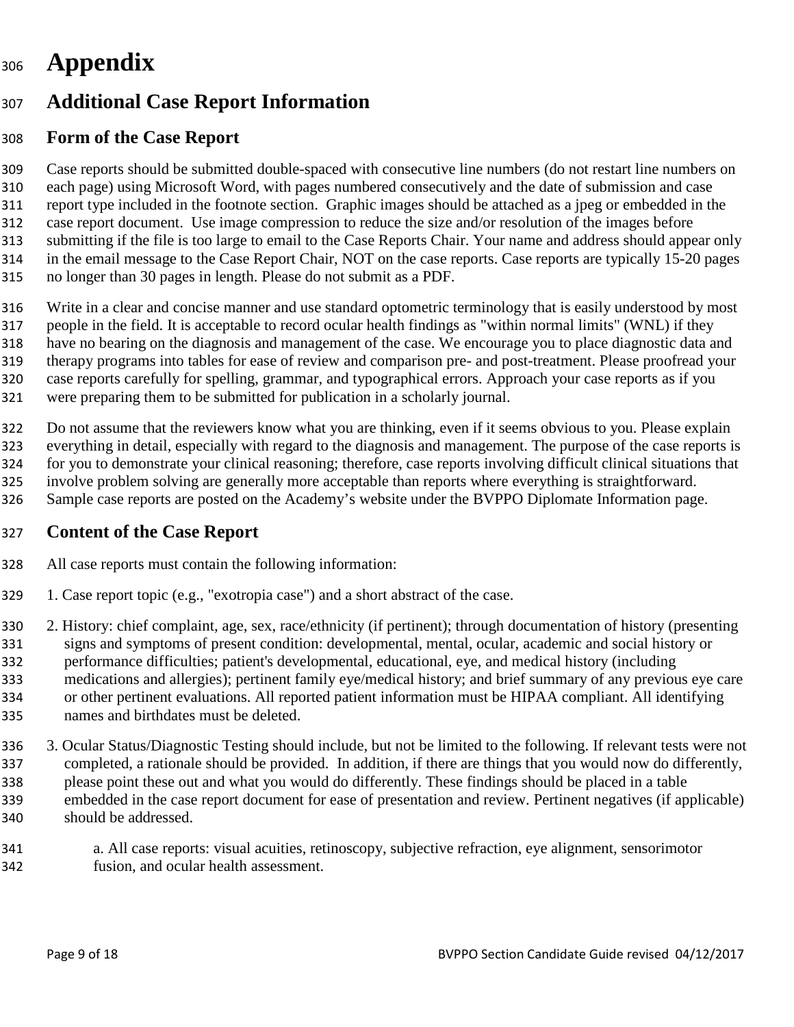# Appendix

## Additional Case Report Information

### Form of the Case Report

Case reports should be submitted double-spaced with consecutive line numbers (do not restart line numbers on each page) using Microsoft Word, with pages numbered consecutively and the date of submission and case report type included in the footnote section. Graphic images should be attached as a jpeg or embedded in the case report document. Use image compression to reduce the size and/or resolution of the images before submitting if the file is too large to email to the Case Reports Chair. Your name and address should appear only in the email message to the Case Report Chair, NOT on the case reports. Case reports are typically 15-20 pages no longer than 30 pages in length. Please do not submit as a PDF.

Write in a clear and concise manner and use standard optometric terminology that is easily understood by most people in the field. It is acceptable to record ocular health findings as "within normal limits" (WNL) if they have no bearing on the diagnosis and management of the case. We encourage you to place diagnostic data and therapy programs into tables for ease of review and comparison pre- and post-treatment. Please proofread your case reports carefully for spelling, grammar, and typographical errors. Approach your case reports as if you were preparing them to be submitted for publication in a scholarly journal.

Do not assume that the reviewers know what you are thinking, even if it seems obvious to you. Please explain everything in detail, especially with regard to the diagnosis and management. The purpose of the case reports is for you to demonstrate your clinical reasoning; therefore, case reports involving difficult clinical situations that involve problem solving are generally more acceptable than reports where everything is straightforward. Sample case reports are posted on the Academy's website under the BVPPO Diplomate Information page.

### Content of the Case Report

All case reports must contain the following information:

1. Case report topic (e.g., "exotropia case") and a short abstract of the case.

2. History: chief complaint, age, sex, race/ethnicity (if pertinent); through documentation of history (presenting signs and symptoms of present condition: developmental, mental, ocular, academic and social history or performance difficulties; patient's developmental, educational, eye, and medical history (including medications and allergies); pertinent family eye/medical history; and brief summary of any previous eye care or other pertinent evaluations. All reported patient information must be HIPAA compliant. All identifying names and birthdates must be deleted.

3. Ocular Status/Diagnostic Testing should include, but not be limited to the following. If relevant tests were not completed, a rationale should be provided. In addition, if there are things that you would now do differently, please point these out and what you would do differently. These findings should be placed in a table embedded in the case report document for ease of presentation and review. Pertinent negatives (if applicable) should be addressed.

   a. All case reports: visual acuities, retinoscopy, subjective refraction, eye alignment, sensorimotor fusion, and ocular health assessment.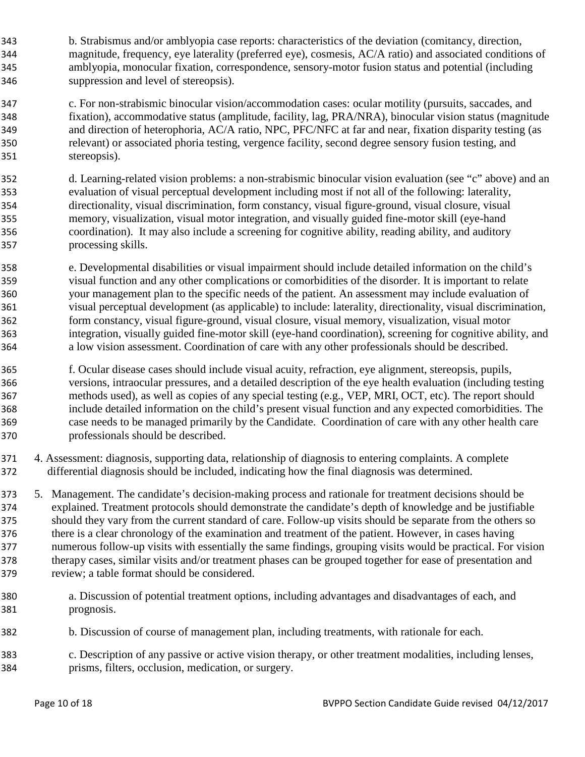b. Strabismus and/or amblyopia case reports: characteristics of the deviation (comitancy, direction, magnitude, frequency, eye laterality (preferred eye), cosmesis, AC/A ratio) and associated conditions of amblyopia, monocular fixation, correspondence, sensory-motor fusion status and potential (including suppression and level of stereopsis).

c. For non-strabismic binocular vision/accommodation cases: ocular motility (pursuits, saccades, and fixation), accommodative status (amplitude, facility, lag, PRA/NRA), binocular vision status (magnitude and direction of heterophoria, AC/A ratio, NPC, PFC/NFC at far and near, fixation disparity testing (as relevant) or associated phoria testing, vergence facility, second degree sensory fusion testing, and stereopsis).

d. Learning-related vision problems: a non-strabismic binocular vision evaluation (see "c" above) and an evaluation of visual perceptual development including most if not all of the following: laterality, directionality, visual discrimination, form constancy, visual figure-ground, visual closure, visual memory, visualization, visual motor integration, and visually guided fine-motor skill (eye-hand coordination). It may also include a screening for cognitive ability, reading ability, and auditory processing skills.

e. Developmental disabilities or visual impairment should include detailed information on the child's visual function and any other complications or comorbidities of the disorder. It is important to relate your management plan to the specific needs of the patient. An assessment may include evaluation of visual perceptual development (as applicable) to include: laterality, directionality, visual discrimination, form constancy, visual figure-ground, visual closure, visual memory, visualization, visual motor integration, visually guided fine-motor skill (eye-hand coordination), screening for cognitive ability, and a low vision assessment. Coordination of care with any other professionals should be described.

f. Ocular disease cases should include visual acuity, refraction, eye alignment, stereopsis, pupils, versions, intraocular pressures, and a detailed description of the eye health evaluation (including testing methods used), as well as copies of any special testing (e.g., VEP, MRI, OCT, etc). The report should include detailed information on the child's present visual function and any expected comorbidities. The case needs to be managed primarily by the Candidate. Coordination of care with any other health care professionals should be described.

4. Assessment: diagnosis, supporting data, relationship of diagnosis to entering complaints. A complete differential diagnosis should be included, indicating how the final diagnosis was determined.

5. Management. The candidate's decision-making process and rationale for treatment decisions should be explained. Treatment protocols should demonstrate the candidate's depth of knowledge and be justifiable should they vary from the current standard of care. Follow-up visits should be separate from the others so there is a clear chronology of the examination and treatment of the patient. However, in cases having numerous follow-up visits with essentially the same findings, grouping visits would be practical. For vision therapy cases, similar visits and/or treatment phases can be grouped together for ease of presentation and review; a table format should be considered.

   a. Discussion of potential treatment options, including advantages and disadvantages of each, and prognosis.

   b. Discussion of course of management plan, including treatments, with rationale for each.

   c. Description of any passive or active vision therapy, or other treatment modalities, including lenses, prisms, filters, occlusion, medication, or surgery.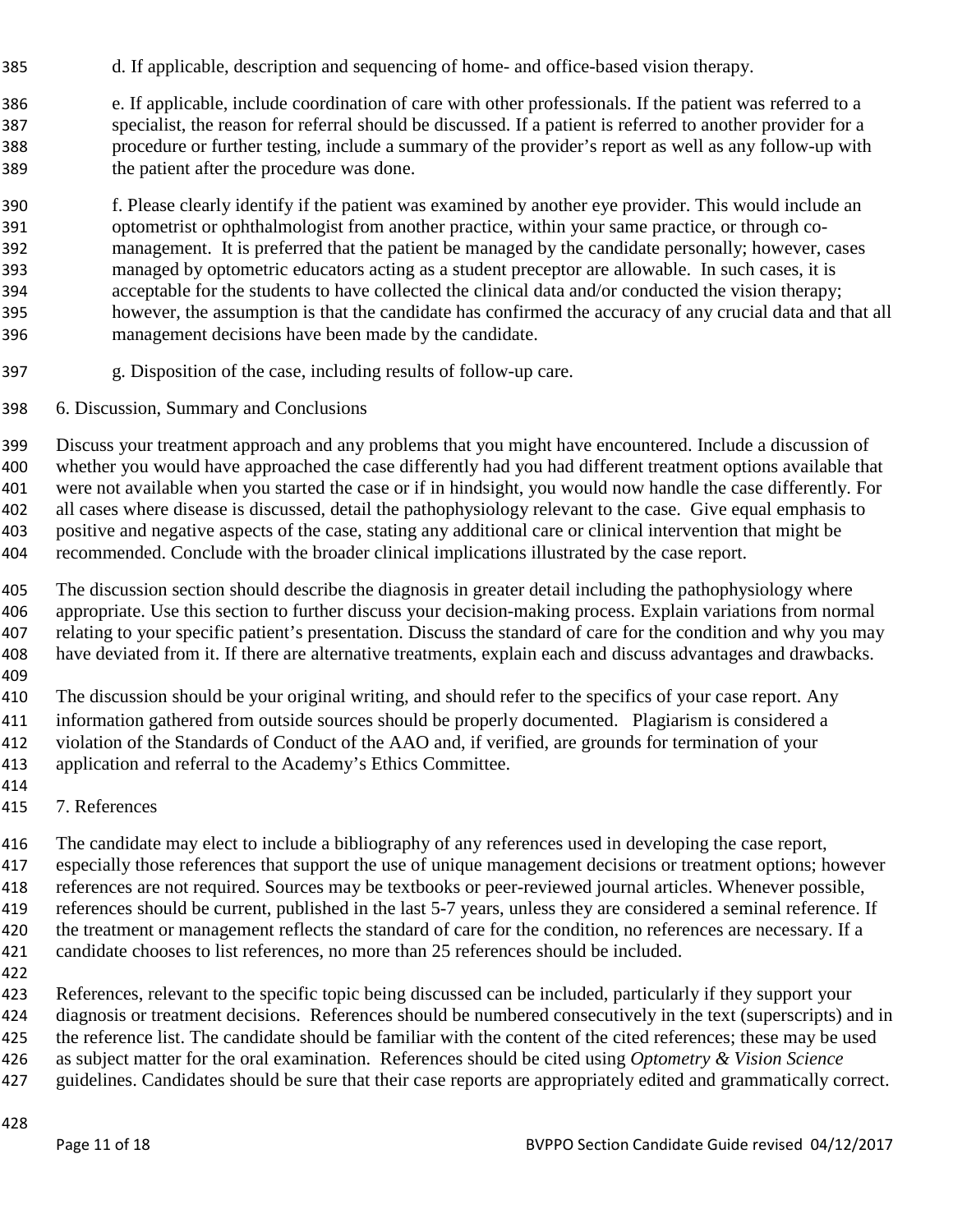d. If applicable, description and sequencing of home- and office-based vision therapy.

e. If applicable, include coordination of care with other professionals. If the patient was referred to a specialist, the reason for referral should be discussed. If a patient is referred to another provider for a procedure or further testing, include a summary of the provider's report as well as any follow-up with the patient after the procedure was done.

f. Please clearly identify if the patient was examined by another eye provider. This would include an optometrist or ophthalmologist from another practice, within your same practice, or through co-management. It is preferred that the patient be managed by the candidate personally; however, cases managed by optometric educators acting as a student preceptor are allowable. In such cases, it is acceptable for the students to have collected the clinical data and/or conducted the vision therapy; however, the assumption is that the candidate has confirmed the accuracy of any crucial data and that all management decisions have been made by the candidate.

g. Disposition of the case, including results of follow-up care.

6. Discussion, Summary and Conclusions

Discuss your treatment approach and any problems that you might have encountered. Include a discussion of whether you would have approached the case differently had you had different treatment options available that were not available when you started the case or if in hindsight, you would now handle the case differently. For all cases where disease is discussed, detail the pathophysiology relevant to the case. Give equal emphasis to positive and negative aspects of the case, stating any additional care or clinical intervention that might be recommended. Conclude with the broader clinical implications illustrated by the case report.

The discussion section should describe the diagnosis in greater detail including the pathophysiology where appropriate. Use this section to further discuss your decision-making process. Explain variations from normal relating to your specific patient's presentation. Discuss the standard of care for the condition and why you may have deviated from it. If there are alternative treatments, explain each and discuss advantages and drawbacks.

The discussion should be your original writing, and should refer to the specifics of your case report. Any information gathered from outside sources should be properly documented. Plagiarism is considered a violation of the Standards of Conduct of the AAO and, if verified, are grounds for termination of your application and referral to the Academy's Ethics Committee.

7. References

The candidate may elect to include a bibliography of any references used in developing the case report, especially those references that support the use of unique management decisions or treatment options; however references are not required. Sources may be textbooks or peer-reviewed journal articles. Whenever possible, references should be current, published in the last 5-7 years, unless they are considered a seminal reference. If the treatment or management reflects the standard of care for the condition, no references are necessary. If a candidate chooses to list references, no more than 25 references should be included.

References, relevant to the specific topic being discussed can be included, particularly if they support your diagnosis or treatment decisions. References should be numbered consecutively in the text (superscripts) and in the reference list. The candidate should be familiar with the content of the cited references; these may be used as subject matter for the oral examination. References should be cited using *Optometry & Vision Science* guidelines. Candidates should be sure that their case reports are appropriately edited and grammatically correct.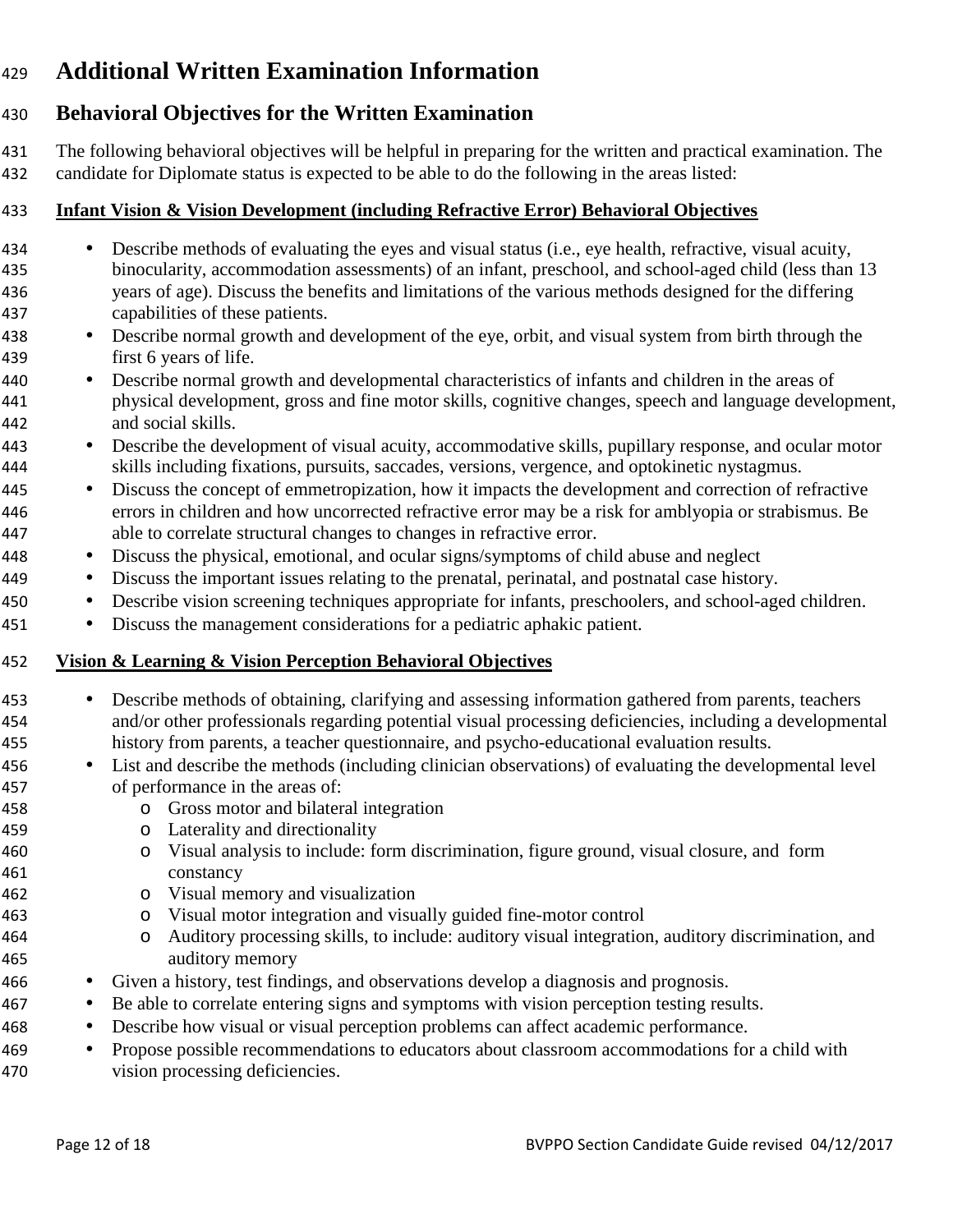# Additional Written Examination Information

## Behavioral Objectives for the Written Examination

The following behavioral objectives will be helpful in preparing for the written and practical examination. The candidate for Diplomate status is expected to be able to do the following in the areas listed:

**Infant Vision & Vision Development (including Refractive Error) Behavioral Objectives**

- Describe methods of evaluating the eyes and visual status (i.e., eye health, refractive, visual acuity, binocularity, accommodation assessments) of an infant, preschool, and school-aged child (less than 13 years of age). Discuss the benefits and limitations of the various methods designed for the differing capabilities of these patients.
- Describe normal growth and development of the eye, orbit, and visual system from birth through the first 6 years of life.
- Describe normal growth and developmental characteristics of infants and children in the areas of physical development, gross and fine motor skills, cognitive changes, speech and language development, and social skills.
- Describe the development of visual acuity, accommodative skills, pupillary response, and ocular motor skills including fixations, pursuits, saccades, versions, vergence, and optokinetic nystagmus.
- Discuss the concept of emmetropization, how it impacts the development and correction of refractive errors in children and how uncorrected refractive error may be a risk for amblyopia or strabismus. Be able to correlate structural changes to changes in refractive error.
- Discuss the physical, emotional, and ocular signs/symptoms of child abuse and neglect
- Discuss the important issues relating to the prenatal, perinatal, and postnatal case history.
- Describe vision screening techniques appropriate for infants, preschoolers, and school-aged children.
- Discuss the management considerations for a pediatric aphakic patient.

**Vision & Learning & Vision Perception Behavioral Objectives**

- Describe methods of obtaining, clarifying and assessing information gathered from parents, teachers and/or other professionals regarding potential visual processing deficiencies, including a developmental history from parents, a teacher questionnaire, and psycho-educational evaluation results.
- List and describe the methods (including clinician observations) of evaluating the developmental level of performance in the areas of:
  - Gross motor and bilateral integration
  - Laterality and directionality
  - Visual analysis to include: form discrimination, figure ground, visual closure, and form constancy
  - Visual memory and visualization
  - Visual motor integration and visually guided fine-motor control
  - Auditory processing skills, to include: auditory visual integration, auditory discrimination, and auditory memory
- Given a history, test findings, and observations develop a diagnosis and prognosis.
- Be able to correlate entering signs and symptoms with vision perception testing results.
- Describe how visual or visual perception problems can affect academic performance.
- Propose possible recommendations to educators about classroom accommodations for a child with vision processing deficiencies.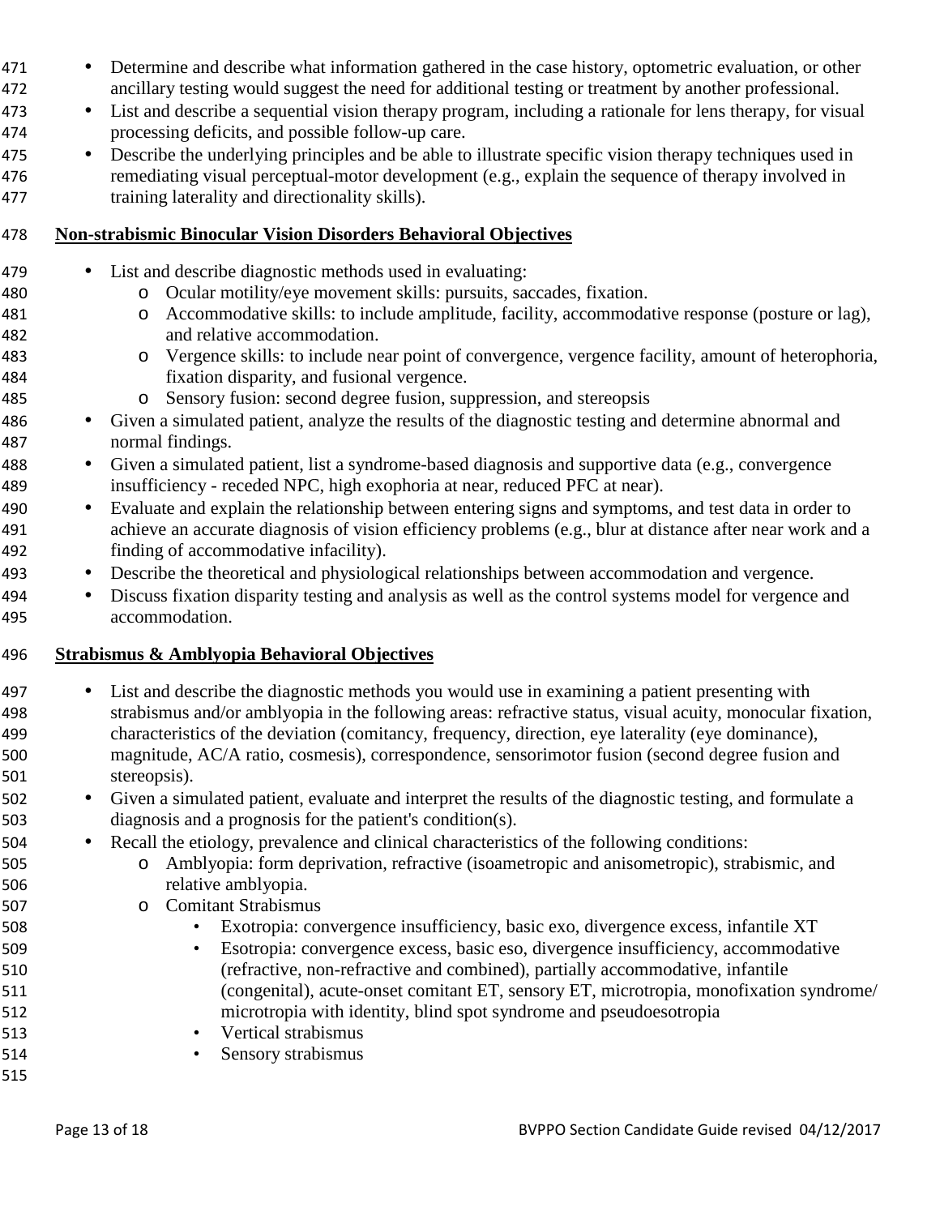- Determine and describe what information gathered in the case history, optometric evaluation, or other ancillary testing would suggest the need for additional testing or treatment by another professional.
- List and describe a sequential vision therapy program, including a rationale for lens therapy, for visual processing deficits, and possible follow-up care.
- Describe the underlying principles and be able to illustrate specific vision therapy techniques used in remediating visual perceptual-motor development (e.g., explain the sequence of therapy involved in training laterality and directionality skills).

**Non-strabismic Binocular Vision Disorders Behavioral Objectives**

- List and describe diagnostic methods used in evaluating:
    - Ocular motility/eye movement skills: pursuits, saccades, fixation.
    - Accommodative skills: to include amplitude, facility, accommodative response (posture or lag), and relative accommodation.
    - Vergence skills: to include near point of convergence, vergence facility, amount of heterophoria, fixation disparity, and fusional vergence.
    - Sensory fusion: second degree fusion, suppression, and stereopsis
- Given a simulated patient, analyze the results of the diagnostic testing and determine abnormal and normal findings.
- Given a simulated patient, list a syndrome-based diagnosis and supportive data (e.g., convergence insufficiency - receded NPC, high exophoria at near, reduced PFC at near).
- Evaluate and explain the relationship between entering signs and symptoms, and test data in order to achieve an accurate diagnosis of vision efficiency problems (e.g., blur at distance after near work and a finding of accommodative infacility).
- Describe the theoretical and physiological relationships between accommodation and vergence.
- Discuss fixation disparity testing and analysis as well as the control systems model for vergence and accommodation.

**Strabismus & Amblyopia Behavioral Objectives**

- List and describe the diagnostic methods you would use in examining a patient presenting with strabismus and/or amblyopia in the following areas: refractive status, visual acuity, monocular fixation, characteristics of the deviation (comitancy, frequency, direction, eye laterality (eye dominance), magnitude, AC/A ratio, cosmesis), correspondence, sensorimotor fusion (second degree fusion and stereopsis).
- Given a simulated patient, evaluate and interpret the results of the diagnostic testing, and formulate a diagnosis and a prognosis for the patient's condition(s).
- Recall the etiology, prevalence and clinical characteristics of the following conditions:
    - Amblyopia: form deprivation, refractive (isoametropic and anisometropic), strabismic, and relative amblyopia.
    - Comitant Strabismus
        - Exotropia: convergence insufficiency, basic exo, divergence excess, infantile XT
        - Esotropia: convergence excess, basic eso, divergence insufficiency, accommodative (refractive, non-refractive and combined), partially accommodative, infantile (congenital), acute-onset comitant ET, sensory ET, microtropia, monofixation syndrome/ microtropia with identity, blind spot syndrome and pseudoesotropia
        - Vertical strabismus
        - Sensory strabismus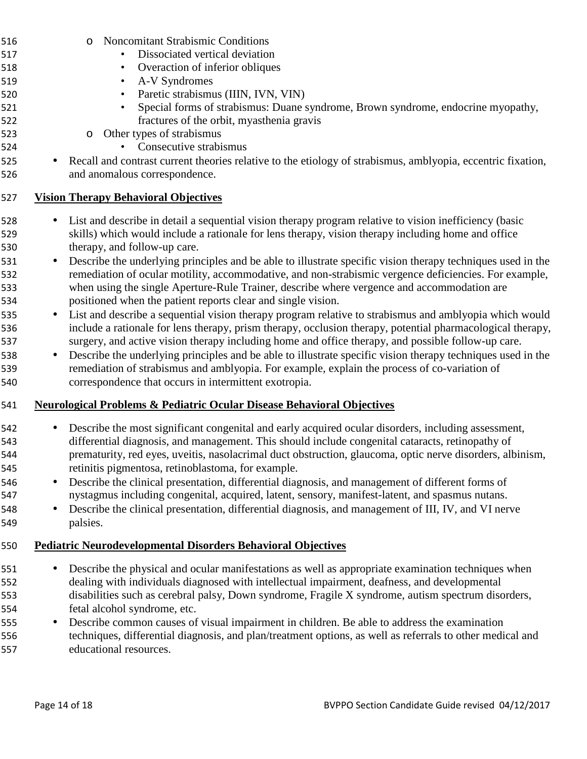- Noncomitant Strabismic Conditions
  - Dissociated vertical deviation
  - Overaction of inferior obliques
  - A-V Syndromes
  - Paretic strabismus (IIIN, IVN, VIN)
  - Special forms of strabismus: Duane syndrome, Brown syndrome, endocrine myopathy, fractures of the orbit, myasthenia gravis
- Other types of strabismus
  - Consecutive strabismus

- Recall and contrast current theories relative to the etiology of strabismus, amblyopia, eccentric fixation, and anomalous correspondence.

**Vision Therapy Behavioral Objectives**

- List and describe in detail a sequential vision therapy program relative to vision inefficiency (basic skills) which would include a rationale for lens therapy, vision therapy including home and office therapy, and follow-up care.
- Describe the underlying principles and be able to illustrate specific vision therapy techniques used in the remediation of ocular motility, accommodative, and non-strabismic vergence deficiencies. For example, when using the single Aperture-Rule Trainer, describe where vergence and accommodation are positioned when the patient reports clear and single vision.
- List and describe a sequential vision therapy program relative to strabismus and amblyopia which would include a rationale for lens therapy, prism therapy, occlusion therapy, potential pharmacological therapy, surgery, and active vision therapy including home and office therapy, and possible follow-up care.
- Describe the underlying principles and be able to illustrate specific vision therapy techniques used in the remediation of strabismus and amblyopia. For example, explain the process of co-variation of correspondence that occurs in intermittent exotropia.

**Neurological Problems & Pediatric Ocular Disease Behavioral Objectives**

- Describe the most significant congenital and early acquired ocular disorders, including assessment, differential diagnosis, and management. This should include congenital cataracts, retinopathy of prematurity, red eyes, uveitis, nasolacrimal duct obstruction, glaucoma, optic nerve disorders, albinism, retinitis pigmentosa, retinoblastoma, for example.
- Describe the clinical presentation, differential diagnosis, and management of different forms of nystagmus including congenital, acquired, latent, sensory, manifest-latent, and spasmus nutans.
- Describe the clinical presentation, differential diagnosis, and management of III, IV, and VI nerve palsies.

**Pediatric Neurodevelopmental Disorders Behavioral Objectives**

- Describe the physical and ocular manifestations as well as appropriate examination techniques when dealing with individuals diagnosed with intellectual impairment, deafness, and developmental disabilities such as cerebral palsy, Down syndrome, Fragile X syndrome, autism spectrum disorders, fetal alcohol syndrome, etc.
- Describe common causes of visual impairment in children. Be able to address the examination techniques, differential diagnosis, and plan/treatment options, as well as referrals to other medical and educational resources.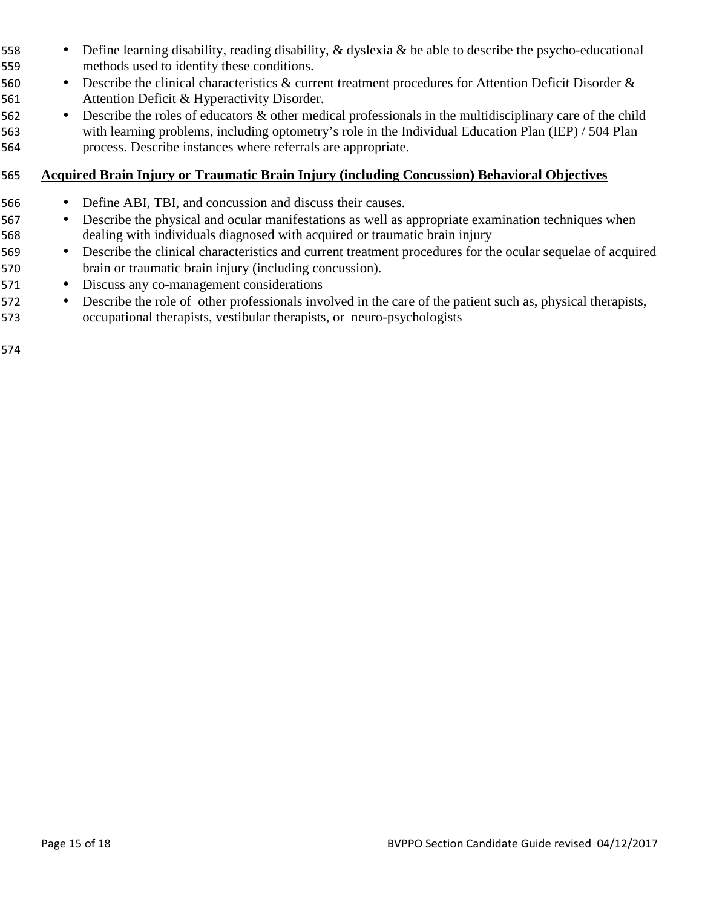- Define learning disability, reading disability, & dyslexia & be able to describe the psycho-educational methods used to identify these conditions.
- Describe the clinical characteristics & current treatment procedures for Attention Deficit Disorder & Attention Deficit & Hyperactivity Disorder.
- Describe the roles of educators & other medical professionals in the multidisciplinary care of the child with learning problems, including optometry's role in the Individual Education Plan (IEP) / 504 Plan process. Describe instances where referrals are appropriate.

**Acquired Brain Injury or Traumatic Brain Injury (including Concussion) Behavioral Objectives**

- Define ABI, TBI, and concussion and discuss their causes.
- Describe the physical and ocular manifestations as well as appropriate examination techniques when dealing with individuals diagnosed with acquired or traumatic brain injury
- Describe the clinical characteristics and current treatment procedures for the ocular sequelae of acquired brain or traumatic brain injury (including concussion).
- Discuss any co-management considerations
- Describe the role of other professionals involved in the care of the patient such as, physical therapists, occupational therapists, vestibular therapists, or neuro-psychologists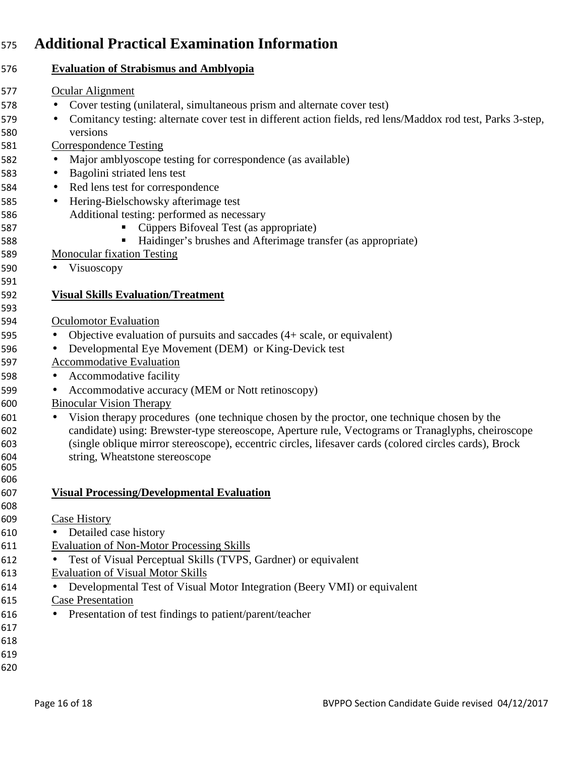# Additional Practical Examination Information

## Evaluation of Strabismus and Amblyopia

Ocular Alignment

- Cover testing (unilateral, simultaneous prism and alternate cover test)
- Comitancy testing: alternate cover test in different action fields, red lens/Maddox rod test, Parks 3-step, versions

Correspondence Testing

- Major amblyoscope testing for correspondence (as available)
- Bagolini striated lens test
- Red lens test for correspondence
- Hering-Bielschowsky afterimage test

  Additional testing: performed as necessary
    - Cüppers Bifoveal Test (as appropriate)
    - Haidinger's brushes and Afterimage transfer (as appropriate)

Monocular fixation Testing

- Visuoscopy

## Visual Skills Evaluation/Treatment

Oculomotor Evaluation

- Objective evaluation of pursuits and saccades (4+ scale, or equivalent)
- Developmental Eye Movement (DEM) or King-Devick test

Accommodative Evaluation

- Accommodative facility
- Accommodative accuracy (MEM or Nott retinoscopy)

Binocular Vision Therapy

- Vision therapy procedures (one technique chosen by the proctor, one technique chosen by the candidate) using: Brewster-type stereoscope, Aperture rule, Vectograms or Tranaglyphs, cheiroscope (single oblique mirror stereoscope), eccentric circles, lifesaver cards (colored circles cards), Brock string, Wheatstone stereoscope

## Visual Processing/Developmental Evaluation

Case History

- Detailed case history

Evaluation of Non-Motor Processing Skills

- Test of Visual Perceptual Skills (TVPS, Gardner) or equivalent

Evaluation of Visual Motor Skills

- Developmental Test of Visual Motor Integration (Beery VMI) or equivalent

Case Presentation

- Presentation of test findings to patient/parent/teacher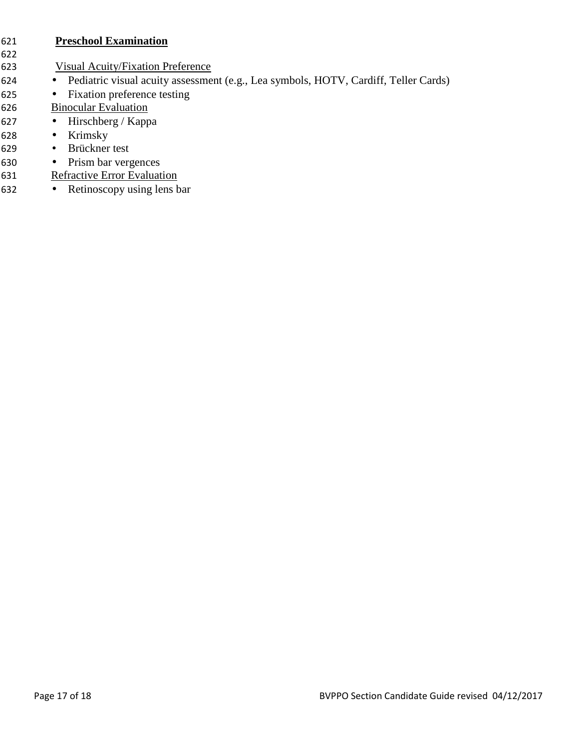**Preschool Examination**

Visual Acuity/Fixation Preference

- Pediatric visual acuity assessment (e.g., Lea symbols, HOTV, Cardiff, Teller Cards)
- Fixation preference testing

Binocular Evaluation

- Hirschberg / Kappa
- Krimsky
- Brückner test
- Prism bar vergences

Refractive Error Evaluation

- Retinoscopy using lens bar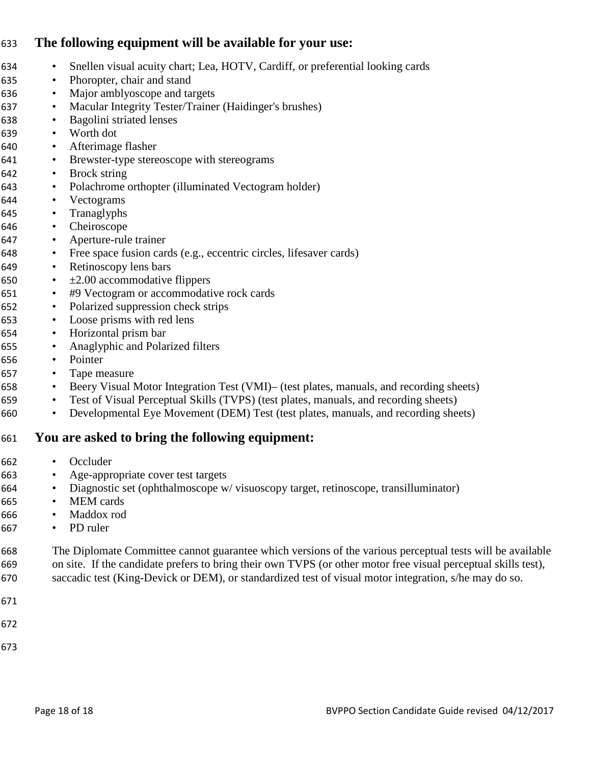## The following equipment will be available for your use:

- Snellen visual acuity chart; Lea, HOTV, Cardiff, or preferential looking cards
- Phoropter, chair and stand
- Major amblyoscope and targets
- Macular Integrity Tester/Trainer (Haidinger's brushes)
- Bagolini striated lenses
- Worth dot
- Afterimage flasher
- Brewster-type stereoscope with stereograms
- Brock string
- Polachrome orthopter (illuminated Vectogram holder)
- Vectograms
- Tranaglyphs
- Cheiroscope
- Aperture-rule trainer
- Free space fusion cards (e.g., eccentric circles, lifesaver cards)
- Retinoscopy lens bars
- ±2.00 accommodative flippers
- #9 Vectogram or accommodative rock cards
- Polarized suppression check strips
- Loose prisms with red lens
- Horizontal prism bar
- Anaglyphic and Polarized filters
- Pointer
- Tape measure
- Beery Visual Motor Integration Test (VMI)– (test plates, manuals, and recording sheets)
- Test of Visual Perceptual Skills (TVPS) (test plates, manuals, and recording sheets)
- Developmental Eye Movement (DEM) Test (test plates, manuals, and recording sheets)

## You are asked to bring the following equipment:

- Occluder
- Age-appropriate cover test targets
- Diagnostic set (ophthalmoscope w/ visuoscopy target, retinoscope, transilluminator)
- MEM cards
- Maddox rod
- PD ruler

The Diplomate Committee cannot guarantee which versions of the various perceptual tests will be available on site. If the candidate prefers to bring their own TVPS (or other motor free visual perceptual skills test), saccadic test (King-Devick or DEM), or standardized test of visual motor integration, s/he may do so.